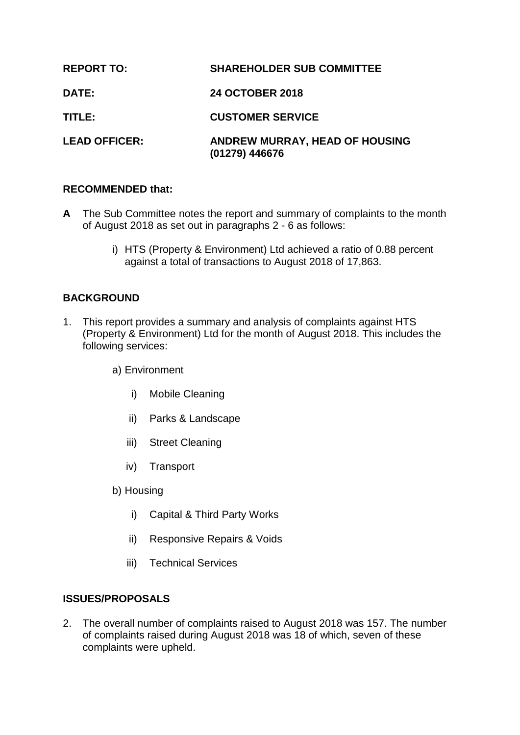| | |
|---|---|
| **REPORT TO:** | **SHAREHOLDER SUB COMMITTEE** |
| **DATE:** | **24 OCTOBER 2018** |
| **TITLE:** | **CUSTOMER SERVICE** |
| **LEAD OFFICER:** | **ANDREW MURRAY, HEAD OF HOUSING (01279) 446676** |

**RECOMMENDED that:**

**A** The Sub Committee notes the report and summary of complaints to the month of August 2018 as set out in paragraphs 2 - 6 as follows:

i) HTS (Property & Environment) Ltd achieved a ratio of 0.88 percent against a total of transactions to August 2018 of 17,863.

**BACKGROUND**

1. This report provides a summary and analysis of complaints against HTS (Property & Environment) Ltd for the month of August 2018. This includes the following services:

   a) Environment

      i) Mobile Cleaning

      ii) Parks & Landscape

      iii) Street Cleaning

      iv) Transport

   b) Housing

      i) Capital & Third Party Works

      ii) Responsive Repairs & Voids

      iii) Technical Services

**ISSUES/PROPOSALS**

2. The overall number of complaints raised to August 2018 was 157. The number of complaints raised during August 2018 was 18 of which, seven of these complaints were upheld.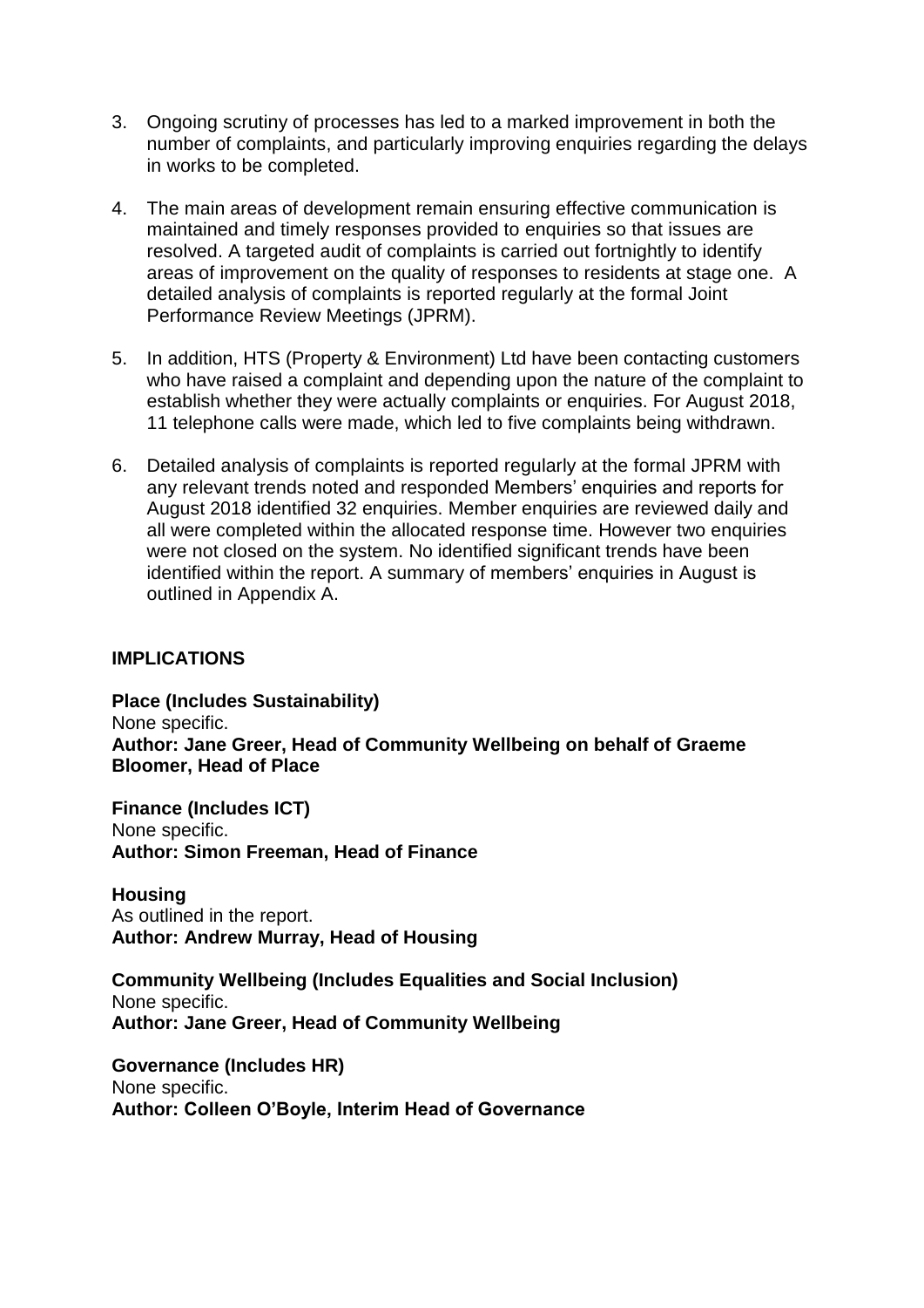3. Ongoing scrutiny of processes has led to a marked improvement in both the number of complaints, and particularly improving enquiries regarding the delays in works to be completed.

4. The main areas of development remain ensuring effective communication is maintained and timely responses provided to enquiries so that issues are resolved. A targeted audit of complaints is carried out fortnightly to identify areas of improvement on the quality of responses to residents at stage one. A detailed analysis of complaints is reported regularly at the formal Joint Performance Review Meetings (JPRM).

5. In addition, HTS (Property & Environment) Ltd have been contacting customers who have raised a complaint and depending upon the nature of the complaint to establish whether they were actually complaints or enquiries. For August 2018, 11 telephone calls were made, which led to five complaints being withdrawn.

6. Detailed analysis of complaints is reported regularly at the formal JPRM with any relevant trends noted and responded Members' enquiries and reports for August 2018 identified 32 enquiries. Member enquiries are reviewed daily and all were completed within the allocated response time. However two enquiries were not closed on the system. No identified significant trends have been identified within the report. A summary of members' enquiries in August is outlined in Appendix A.

## IMPLICATIONS

**Place (Includes Sustainability)**
None specific.
**Author: Jane Greer, Head of Community Wellbeing on behalf of Graeme Bloomer, Head of Place**

**Finance (Includes ICT)**
None specific.
**Author: Simon Freeman, Head of Finance**

**Housing**
As outlined in the report.
**Author: Andrew Murray, Head of Housing**

**Community Wellbeing (Includes Equalities and Social Inclusion)**
None specific.
**Author: Jane Greer, Head of Community Wellbeing**

**Governance (Includes HR)**
None specific.
**Author: Colleen O'Boyle, Interim Head of Governance**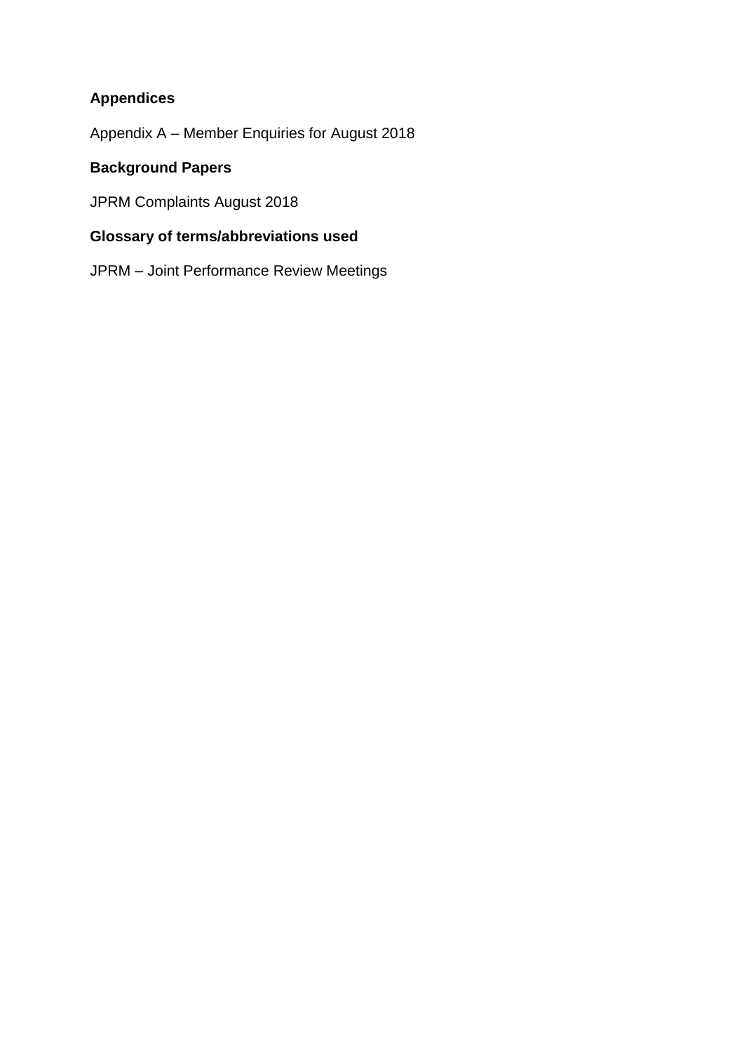**Appendices**

Appendix A – Member Enquiries for August 2018

**Background Papers**

JPRM Complaints August 2018

**Glossary of terms/abbreviations used**

JPRM – Joint Performance Review Meetings